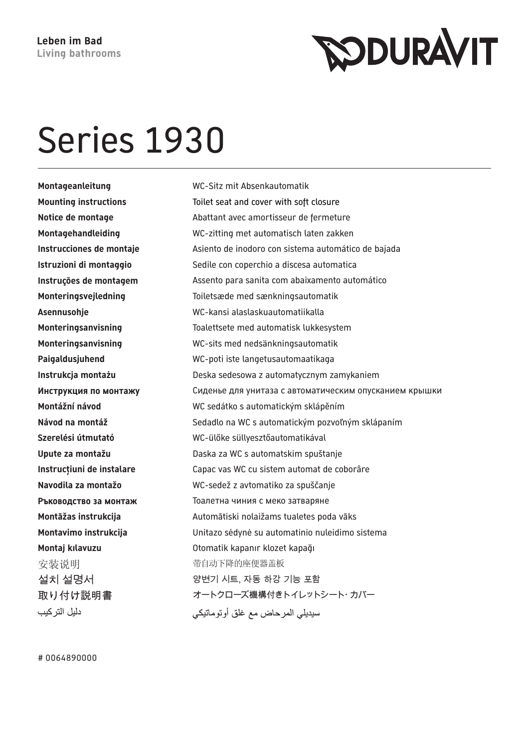**Leben im Bad**
**Living bathrooms**

DURAVIT

# Series 1930

| | |
|---|---|
| **Montageanleitung** | WC-Sitz mit Absenkautomatik |
| **Mounting instructions** | Toilet seat and cover with soft closure |
| **Notice de montage** | Abattant avec amortisseur de fermeture |
| **Montagehandleiding** | WC-zitting met automatisch laten zakken |
| **Instrucciones de montaje** | Asiento de inodoro con sistema automático de bajada |
| **Istruzioni di montaggio** | Sedile con coperchio a discesa automatica |
| **Instruções de montagem** | Assento para sanita com abaixamento automático |
| **Monteringsvejledning** | Toiletsæde med sænkningsautomatik |
| **Asennusohje** | WC-kansi alaslaskuautomatiikalla |
| **Monteringsanvisning** | Toalettsete med automatisk lukkesystem |
| **Monteringsanvisning** | WC-sits med nedsänkningsautomatik |
| **Paigaldusjuhend** | WC-poti iste langetusautomaatikaga |
| **Instrukcja montażu** | Deska sedesowa z automatycznym zamykaniem |
| **Инструкция по монтажу** | Сиденье для унитаза с автоматическим опусканием крышки |
| **Montážní návod** | WC sedátko s automatickým sklápěním |
| **Návod na montáž** | Sedadlo na WC s automatickým pozvoľným sklápaním |
| **Szerelési útmutató** | WC-ülőke süllyesztőautomatikával |
| **Upute za montažu** | Daska za WC s automatskim spuštanje |
| **Instrucțiuni de instalare** | Capac vas WC cu sistem automat de coborâre |
| **Navodila za montažo** | WC-sedež z avtomatiko za spuščanje |
| **Ръководство за монтаж** | Тоалетна чиния с меко затваряне |
| **Montāžas instrukcija** | Automātiski nolaižams tualetes poda vāks |
| **Montavimo instrukcija** | Unitazo sėdynė su automatinio nuleidimo sistema |
| **Montaj kılavuzu** | Otomatik kapanır klozet kapağı |
| 安装说明 | 带自动下降的座便器盖板 |
| 설치 설명서 | 양변기 시트, 자동 하강 기능 포함 |
| 取り付け説明書 | オートクローズ機構付きトイレットシート・カバー |
| دليل التركيب | سيديلي المرحاض مع غلق أوتوماتيكي |

# 0064890000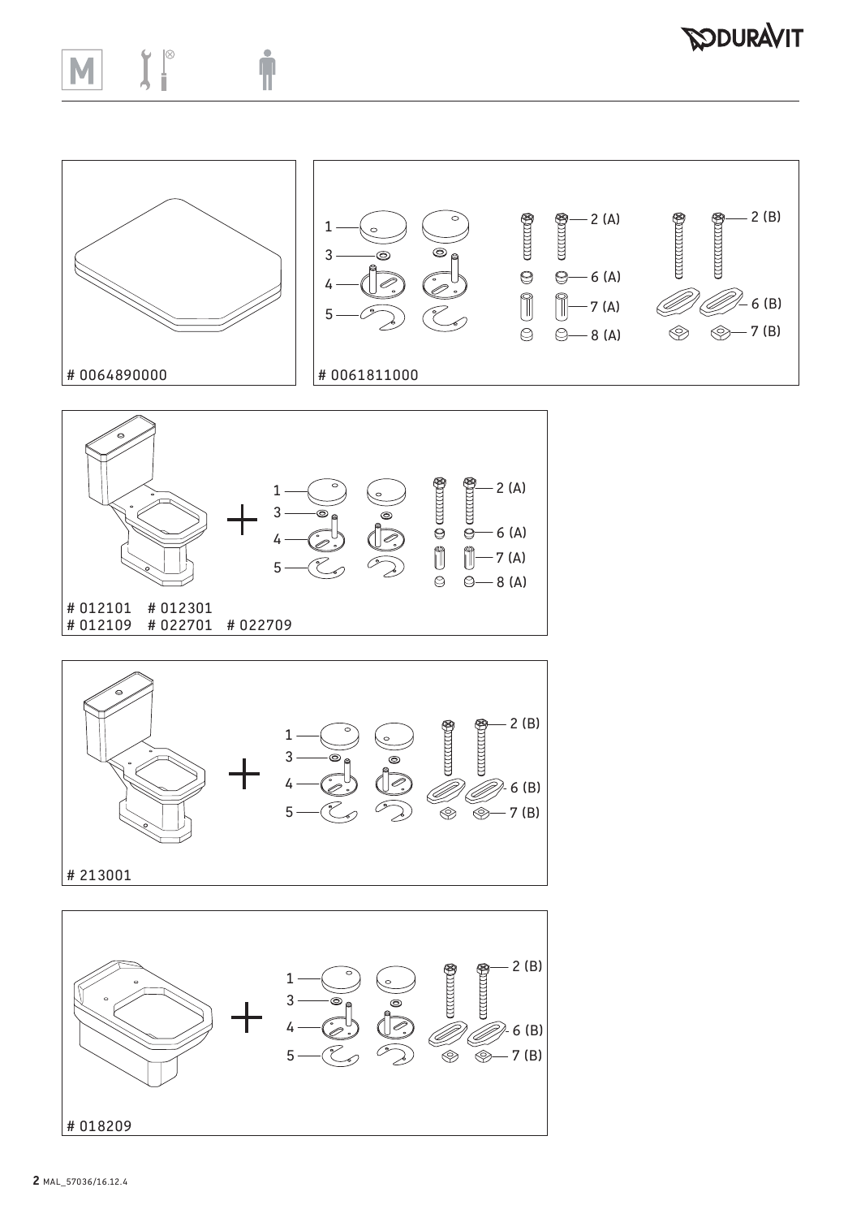# 0064890000

1
3
4
5

2 (A)
6 (A)
7 (A)
8 (A)

2 (B)
6 (B)
7 (B)

# 0061811000

1
3
4
5

2 (A)
6 (A)
7 (A)
8 (A)

# 012101 # 012301
# 012109 # 022701 # 022709

1
3
4
5

2 (B)
6 (B)
7 (B)

# 213001

1
3
4
5

2 (B)
6 (B)
7 (B)

# 018209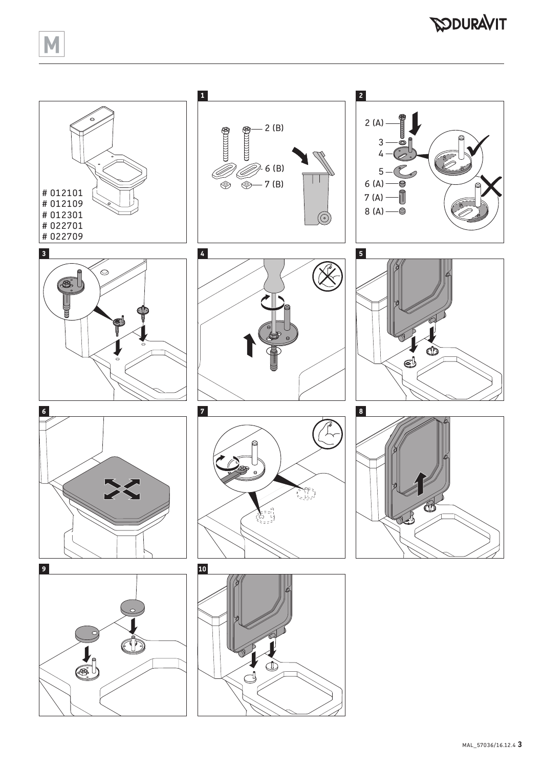M

# 012101
# 012109
# 012301
# 022701
# 022709

**1**

2 (B)

6 (B)

7 (B)

**2**

2 (A)

3

4

5

6 (A)

7 (A)

8 (A)

**3**

**4**

**5**

**6**

**7**

**8**

**9**

**10**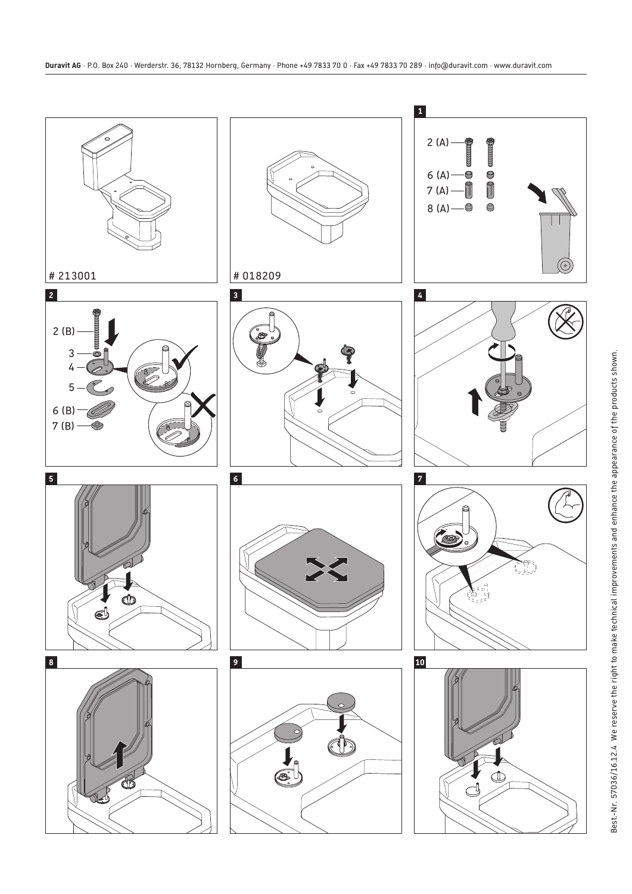**Duravit AG** · P.O. Box 240 · Werderstr. 36, 78132 Hornberg, Germany · Phone +49 7833 70 0 · Fax +49 7833 70 289 · info@duravit.com · www.duravit.com

# 213001

# 018209

**1**

2 (A)

6 (A)

7 (A)

8 (A)

**2**

2 (B)

3

4

5

6 (B)

7 (B)

**3**

**4**

**5**

**6**

**7**

**8**

**9**

**10**

Best.-Nr. 57036/16.12.4 We reserve the right to make technical improvements and enhance the appearance of the products shown.